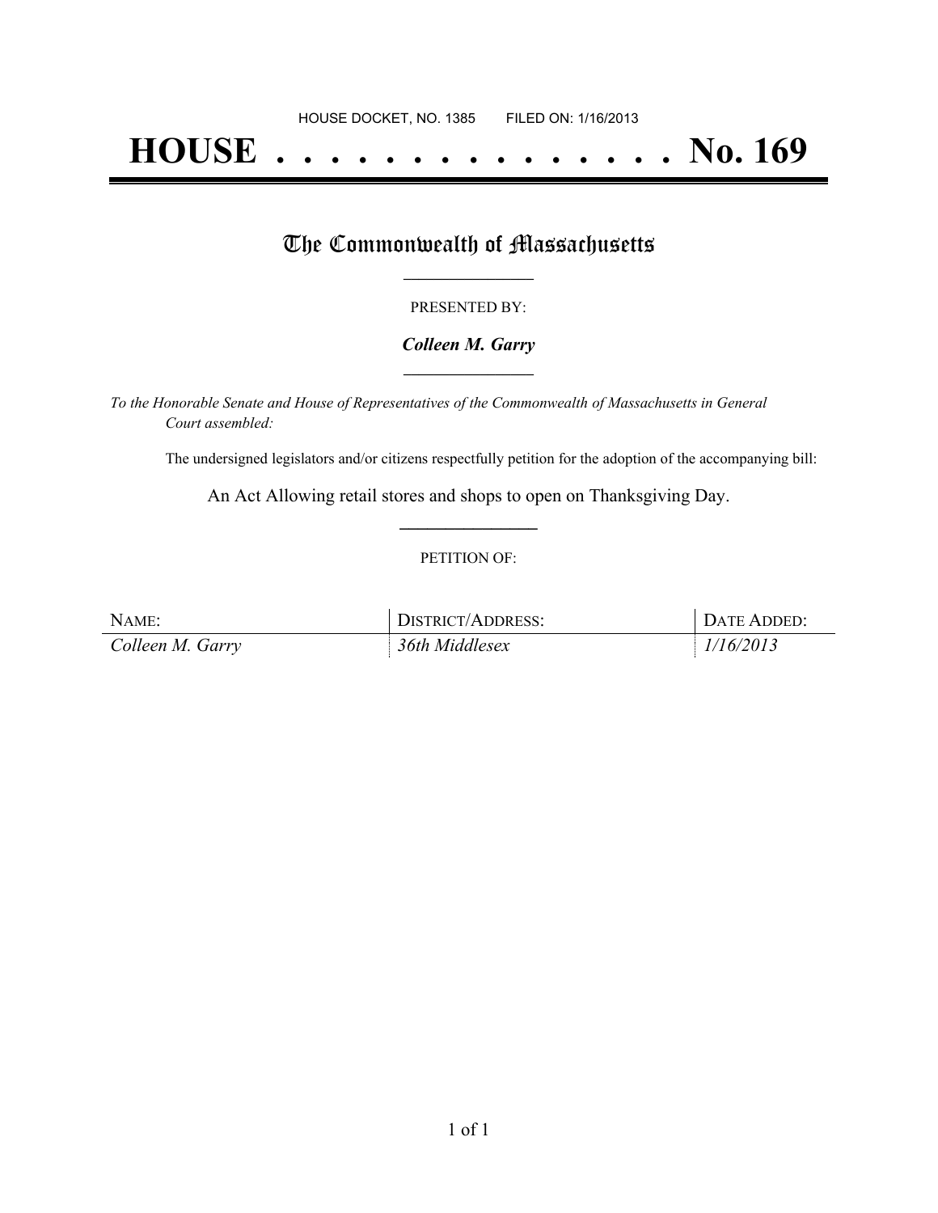HOUSE DOCKET, NO. 1385 FILED ON: 1/16/2013

# HOUSE . . . . . . . . . . . . . . . No. 169

## The Commonwealth of Massachusetts

PRESENTED BY:

***Colleen M. Garry***

*To the Honorable Senate and House of Representatives of the Commonwealth of Massachusetts in General Court assembled:*

The undersigned legislators and/or citizens respectfully petition for the adoption of the accompanying bill:

An Act Allowing retail stores and shops to open on Thanksgiving Day.

PETITION OF:

| NAME: | DISTRICT/ADDRESS: | DATE ADDED: |
| --- | --- | --- |
| *Colleen M. Garry* | *36th Middlesex* | *1/16/2013* |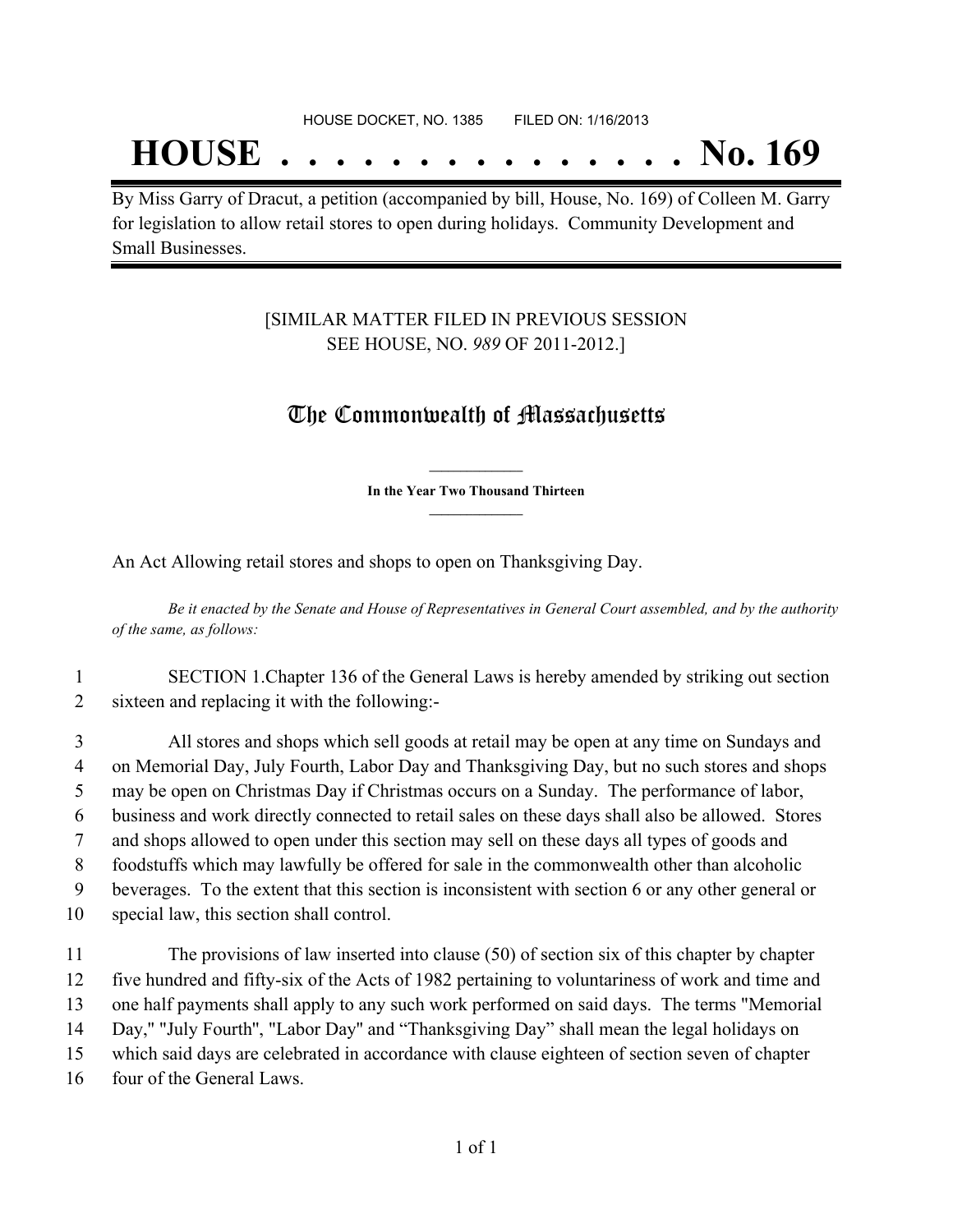HOUSE DOCKET, NO. 1385 FILED ON: 1/16/2013

# HOUSE . . . . . . . . . . . . . . . No. 169

By Miss Garry of Dracut, a petition (accompanied by bill, House, No. 169) of Colleen M. Garry for legislation to allow retail stores to open during holidays. Community Development and Small Businesses.

[SIMILAR MATTER FILED IN PREVIOUS SESSION SEE HOUSE, NO. *989* OF 2011-2012.]

## The Commonwealth of Massachusetts

**In the Year Two Thousand Thirteen**

An Act Allowing retail stores and shops to open on Thanksgiving Day.

*Be it enacted by the Senate and House of Representatives in General Court assembled, and by the authority of the same, as follows:*

1 SECTION 1.Chapter 136 of the General Laws is hereby amended by striking out section
2 sixteen and replacing it with the following:-

3 All stores and shops which sell goods at retail may be open at any time on Sundays and
4 on Memorial Day, July Fourth, Labor Day and Thanksgiving Day, but no such stores and shops
5 may be open on Christmas Day if Christmas occurs on a Sunday. The performance of labor,
6 business and work directly connected to retail sales on these days shall also be allowed. Stores
7 and shops allowed to open under this section may sell on these days all types of goods and
8 foodstuffs which may lawfully be offered for sale in the commonwealth other than alcoholic
9 beverages. To the extent that this section is inconsistent with section 6 or any other general or
10 special law, this section shall control.

11 The provisions of law inserted into clause (50) of section six of this chapter by chapter
12 five hundred and fifty-six of the Acts of 1982 pertaining to voluntariness of work and time and
13 one half payments shall apply to any such work performed on said days. The terms "Memorial
14 Day," "July Fourth", "Labor Day" and "Thanksgiving Day" shall mean the legal holidays on
15 which said days are celebrated in accordance with clause eighteen of section seven of chapter
16 four of the General Laws.